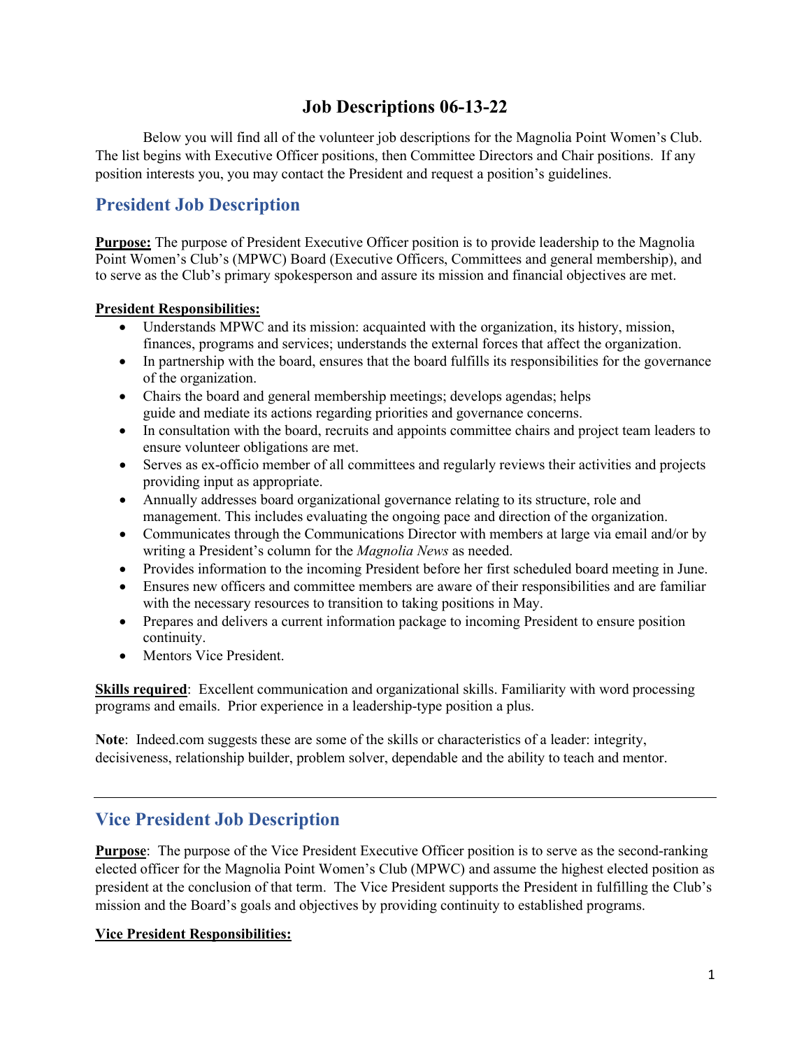# Job Descriptions 06-13-22

Below you will find all of the volunteer job descriptions for the Magnolia Point Women's Club. The list begins with Executive Officer positions, then Committee Directors and Chair positions. If any position interests you, you may contact the President and request a position's guidelines.

## President Job Description

**Purpose:** The purpose of President Executive Officer position is to provide leadership to the Magnolia Point Women's Club's (MPWC) Board (Executive Officers, Committees and general membership), and to serve as the Club's primary spokesperson and assure its mission and financial objectives are met.

**President Responsibilities:**

- Understands MPWC and its mission: acquainted with the organization, its history, mission, finances, programs and services; understands the external forces that affect the organization.
- In partnership with the board, ensures that the board fulfills its responsibilities for the governance of the organization.
- Chairs the board and general membership meetings; develops agendas; helps guide and mediate its actions regarding priorities and governance concerns.
- In consultation with the board, recruits and appoints committee chairs and project team leaders to ensure volunteer obligations are met.
- Serves as ex-officio member of all committees and regularly reviews their activities and projects providing input as appropriate.
- Annually addresses board organizational governance relating to its structure, role and management. This includes evaluating the ongoing pace and direction of the organization.
- Communicates through the Communications Director with members at large via email and/or by writing a President's column for the *Magnolia News* as needed.
- Provides information to the incoming President before her first scheduled board meeting in June.
- Ensures new officers and committee members are aware of their responsibilities and are familiar with the necessary resources to transition to taking positions in May.
- Prepares and delivers a current information package to incoming President to ensure position continuity.
- Mentors Vice President.

**Skills required**: Excellent communication and organizational skills. Familiarity with word processing programs and emails. Prior experience in a leadership-type position a plus.

**Note**: Indeed.com suggests these are some of the skills or characteristics of a leader: integrity, decisiveness, relationship builder, problem solver, dependable and the ability to teach and mentor.

---

## Vice President Job Description

**Purpose**: The purpose of the Vice President Executive Officer position is to serve as the second-ranking elected officer for the Magnolia Point Women's Club (MPWC) and assume the highest elected position as president at the conclusion of that term. The Vice President supports the President in fulfilling the Club's mission and the Board's goals and objectives by providing continuity to established programs.

**Vice President Responsibilities:**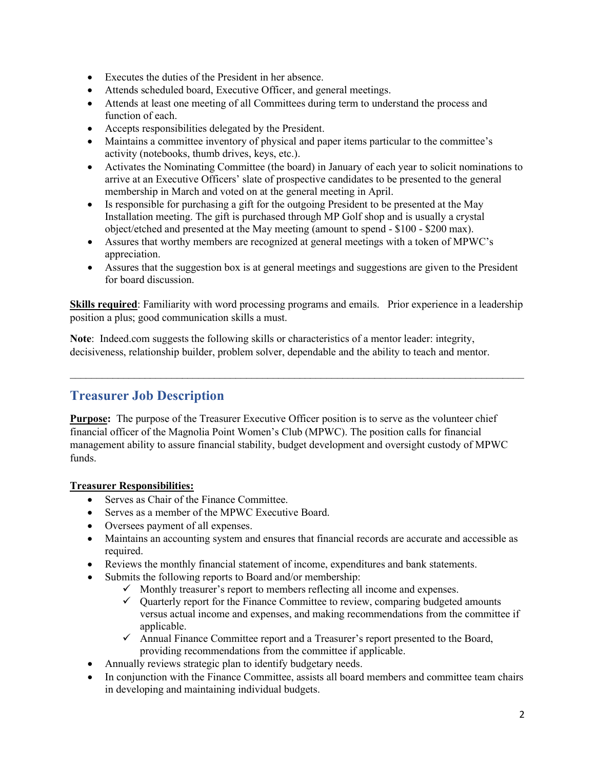- Executes the duties of the President in her absence.
- Attends scheduled board, Executive Officer, and general meetings.
- Attends at least one meeting of all Committees during term to understand the process and function of each.
- Accepts responsibilities delegated by the President.
- Maintains a committee inventory of physical and paper items particular to the committee's activity (notebooks, thumb drives, keys, etc.).
- Activates the Nominating Committee (the board) in January of each year to solicit nominations to arrive at an Executive Officers' slate of prospective candidates to be presented to the general membership in March and voted on at the general meeting in April.
- Is responsible for purchasing a gift for the outgoing President to be presented at the May Installation meeting. The gift is purchased through MP Golf shop and is usually a crystal object/etched and presented at the May meeting (amount to spend - $100 - $200 max).
- Assures that worthy members are recognized at general meetings with a token of MPWC's appreciation.
- Assures that the suggestion box is at general meetings and suggestions are given to the President for board discussion.

**Skills required**: Familiarity with word processing programs and emails. Prior experience in a leadership position a plus; good communication skills a must.

**Note**: Indeed.com suggests the following skills or characteristics of a mentor leader: integrity, decisiveness, relationship builder, problem solver, dependable and the ability to teach and mentor.

---

## Treasurer Job Description

**Purpose:** The purpose of the Treasurer Executive Officer position is to serve as the volunteer chief financial officer of the Magnolia Point Women's Club (MPWC). The position calls for financial management ability to assure financial stability, budget development and oversight custody of MPWC funds.

**Treasurer Responsibilities:**

- Serves as Chair of the Finance Committee.
- Serves as a member of the MPWC Executive Board.
- Oversees payment of all expenses.
- Maintains an accounting system and ensures that financial records are accurate and accessible as required.
- Reviews the monthly financial statement of income, expenditures and bank statements.
- Submits the following reports to Board and/or membership:
  - ✓ Monthly treasurer's report to members reflecting all income and expenses.
  - ✓ Quarterly report for the Finance Committee to review, comparing budgeted amounts versus actual income and expenses, and making recommendations from the committee if applicable.
  - ✓ Annual Finance Committee report and a Treasurer's report presented to the Board, providing recommendations from the committee if applicable.
- Annually reviews strategic plan to identify budgetary needs.
- In conjunction with the Finance Committee, assists all board members and committee team chairs in developing and maintaining individual budgets.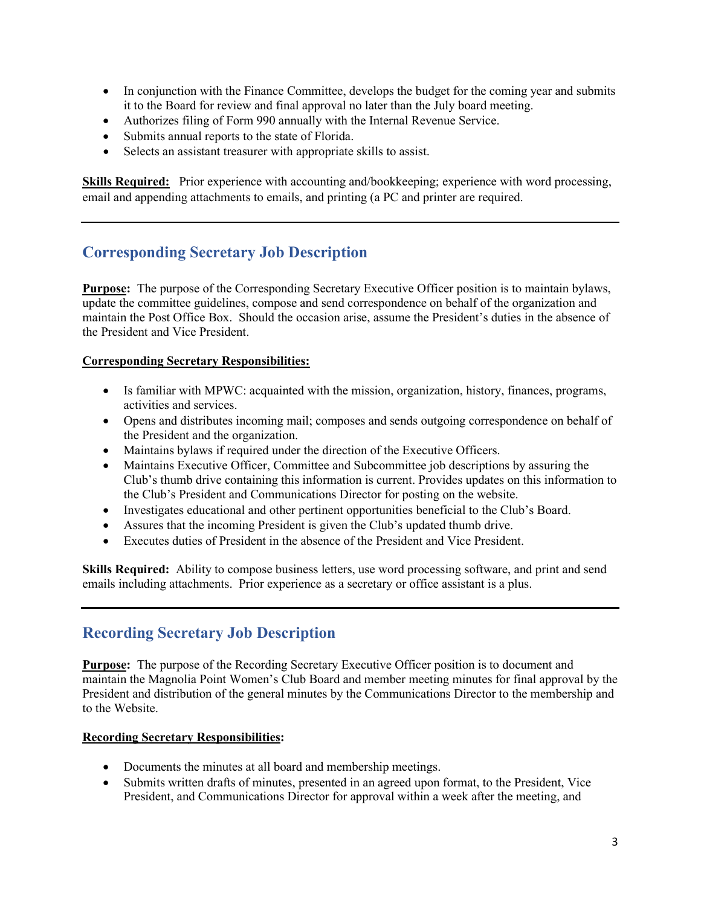- In conjunction with the Finance Committee, develops the budget for the coming year and submits it to the Board for review and final approval no later than the July board meeting.
- Authorizes filing of Form 990 annually with the Internal Revenue Service.
- Submits annual reports to the state of Florida.
- Selects an assistant treasurer with appropriate skills to assist.

**Skills Required:** Prior experience with accounting and/bookkeeping; experience with word processing, email and appending attachments to emails, and printing (a PC and printer are required.

---

## Corresponding Secretary Job Description

**Purpose:** The purpose of the Corresponding Secretary Executive Officer position is to maintain bylaws, update the committee guidelines, compose and send correspondence on behalf of the organization and maintain the Post Office Box. Should the occasion arise, assume the President's duties in the absence of the President and Vice President.

**Corresponding Secretary Responsibilities:**

- Is familiar with MPWC: acquainted with the mission, organization, history, finances, programs, activities and services.
- Opens and distributes incoming mail; composes and sends outgoing correspondence on behalf of the President and the organization.
- Maintains bylaws if required under the direction of the Executive Officers.
- Maintains Executive Officer, Committee and Subcommittee job descriptions by assuring the Club's thumb drive containing this information is current. Provides updates on this information to the Club's President and Communications Director for posting on the website.
- Investigates educational and other pertinent opportunities beneficial to the Club's Board.
- Assures that the incoming President is given the Club's updated thumb drive.
- Executes duties of President in the absence of the President and Vice President.

**Skills Required:** Ability to compose business letters, use word processing software, and print and send emails including attachments. Prior experience as a secretary or office assistant is a plus.

---

## Recording Secretary Job Description

**Purpose:** The purpose of the Recording Secretary Executive Officer position is to document and maintain the Magnolia Point Women's Club Board and member meeting minutes for final approval by the President and distribution of the general minutes by the Communications Director to the membership and to the Website.

**Recording Secretary Responsibilities:**

- Documents the minutes at all board and membership meetings.
- Submits written drafts of minutes, presented in an agreed upon format, to the President, Vice President, and Communications Director for approval within a week after the meeting, and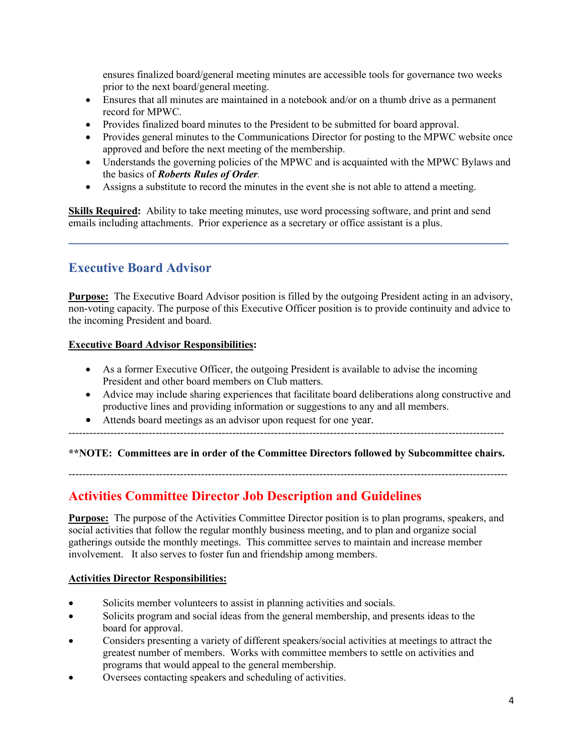ensures finalized board/general meeting minutes are accessible tools for governance two weeks prior to the next board/general meeting.

- Ensures that all minutes are maintained in a notebook and/or on a thumb drive as a permanent record for MPWC.
- Provides finalized board minutes to the President to be submitted for board approval.
- Provides general minutes to the Communications Director for posting to the MPWC website once approved and before the next meeting of the membership.
- Understands the governing policies of the MPWC and is acquainted with the MPWC Bylaws and the basics of ***Roberts Rules of Order***.
- Assigns a substitute to record the minutes in the event she is not able to attend a meeting.

**Skills Required:** Ability to take meeting minutes, use word processing software, and print and send emails including attachments. Prior experience as a secretary or office assistant is a plus.

---

## Executive Board Advisor

**Purpose:** The Executive Board Advisor position is filled by the outgoing President acting in an advisory, non-voting capacity. The purpose of this Executive Officer position is to provide continuity and advice to the incoming President and board.

**Executive Board Advisor Responsibilities:**

- As a former Executive Officer, the outgoing President is available to advise the incoming President and other board members on Club matters.
- Advice may include sharing experiences that facilitate board deliberations along constructive and productive lines and providing information or suggestions to any and all members.
- Attends board meetings as an advisor upon request for one year.

---

**\*\*NOTE: Committees are in order of the Committee Directors followed by Subcommittee chairs.**

---

## Activities Committee Director Job Description and Guidelines

**Purpose:** The purpose of the Activities Committee Director position is to plan programs, speakers, and social activities that follow the regular monthly business meeting, and to plan and organize social gatherings outside the monthly meetings. This committee serves to maintain and increase member involvement. It also serves to foster fun and friendship among members.

**Activities Director Responsibilities:**

- Solicits member volunteers to assist in planning activities and socials.
- Solicits program and social ideas from the general membership, and presents ideas to the board for approval.
- Considers presenting a variety of different speakers/social activities at meetings to attract the greatest number of members. Works with committee members to settle on activities and programs that would appeal to the general membership.
- Oversees contacting speakers and scheduling of activities.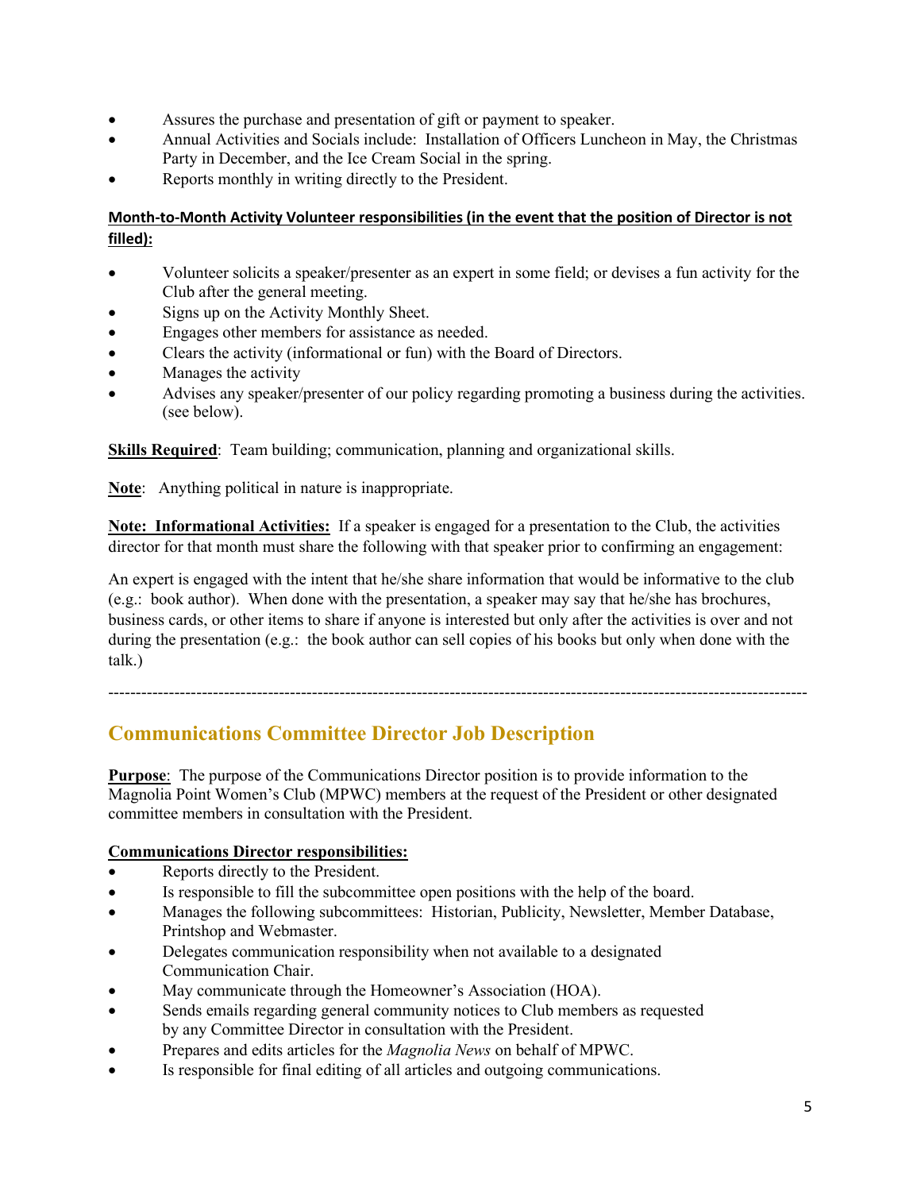- Assures the purchase and presentation of gift or payment to speaker.
- Annual Activities and Socials include: Installation of Officers Luncheon in May, the Christmas Party in December, and the Ice Cream Social in the spring.
- Reports monthly in writing directly to the President.

**Month-to-Month Activity Volunteer responsibilities (in the event that the position of Director is not filled):**

- Volunteer solicits a speaker/presenter as an expert in some field; or devises a fun activity for the Club after the general meeting.
- Signs up on the Activity Monthly Sheet.
- Engages other members for assistance as needed.
- Clears the activity (informational or fun) with the Board of Directors.
- Manages the activity
- Advises any speaker/presenter of our policy regarding promoting a business during the activities. (see below).

**Skills Required**: Team building; communication, planning and organizational skills.

**Note**: Anything political in nature is inappropriate.

**Note: Informational Activities:** If a speaker is engaged for a presentation to the Club, the activities director for that month must share the following with that speaker prior to confirming an engagement:

An expert is engaged with the intent that he/she share information that would be informative to the club (e.g.: book author). When done with the presentation, a speaker may say that he/she has brochures, business cards, or other items to share if anyone is interested but only after the activities is over and not during the presentation (e.g.: the book author can sell copies of his books but only when done with the talk.)

---

## Communications Committee Director Job Description

**Purpose**: The purpose of the Communications Director position is to provide information to the Magnolia Point Women's Club (MPWC) members at the request of the President or other designated committee members in consultation with the President.

**Communications Director responsibilities:**

- Reports directly to the President.
- Is responsible to fill the subcommittee open positions with the help of the board.
- Manages the following subcommittees: Historian, Publicity, Newsletter, Member Database, Printshop and Webmaster.
- Delegates communication responsibility when not available to a designated Communication Chair.
- May communicate through the Homeowner's Association (HOA).
- Sends emails regarding general community notices to Club members as requested by any Committee Director in consultation with the President.
- Prepares and edits articles for the *Magnolia News* on behalf of MPWC.
- Is responsible for final editing of all articles and outgoing communications.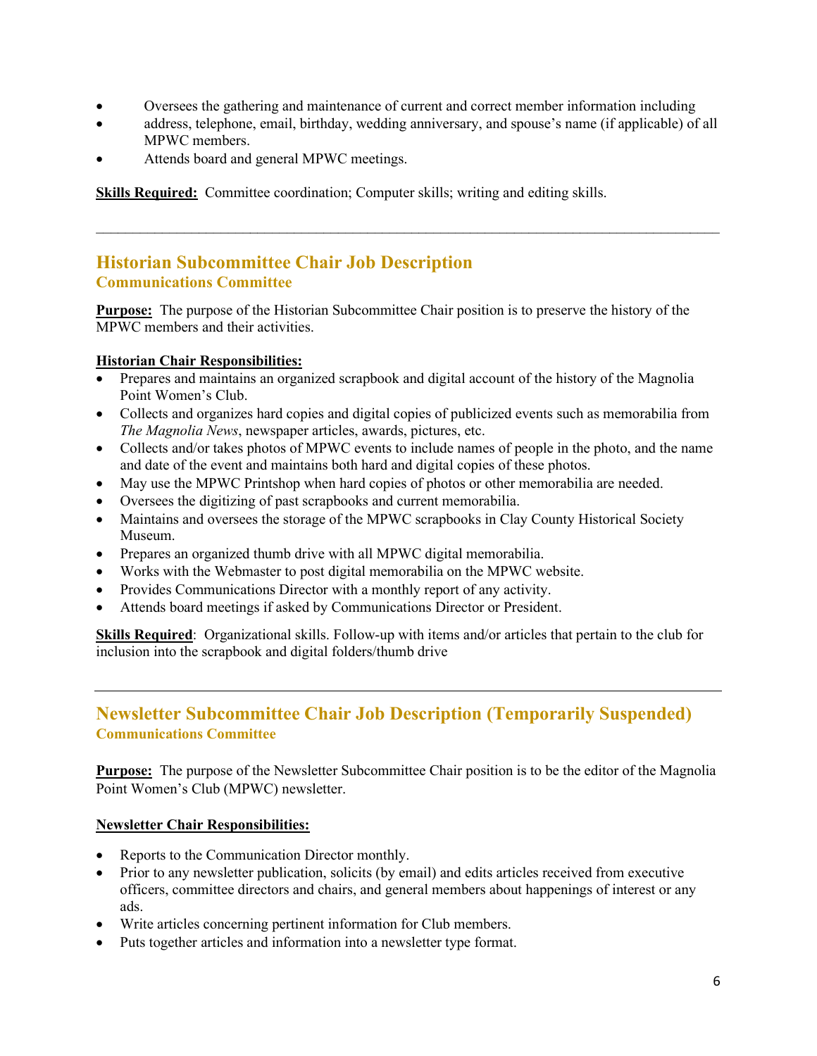- Oversees the gathering and maintenance of current and correct member information including
- address, telephone, email, birthday, wedding anniversary, and spouse's name (if applicable) of all MPWC members.
- Attends board and general MPWC meetings.

**Skills Required:** Committee coordination; Computer skills; writing and editing skills.

---

## Historian Subcommittee Chair Job Description

### Communications Committee

**Purpose:** The purpose of the Historian Subcommittee Chair position is to preserve the history of the MPWC members and their activities.

**Historian Chair Responsibilities:**

- Prepares and maintains an organized scrapbook and digital account of the history of the Magnolia Point Women's Club.
- Collects and organizes hard copies and digital copies of publicized events such as memorabilia from *The Magnolia News*, newspaper articles, awards, pictures, etc.
- Collects and/or takes photos of MPWC events to include names of people in the photo, and the name and date of the event and maintains both hard and digital copies of these photos.
- May use the MPWC Printshop when hard copies of photos or other memorabilia are needed.
- Oversees the digitizing of past scrapbooks and current memorabilia.
- Maintains and oversees the storage of the MPWC scrapbooks in Clay County Historical Society Museum.
- Prepares an organized thumb drive with all MPWC digital memorabilia.
- Works with the Webmaster to post digital memorabilia on the MPWC website.
- Provides Communications Director with a monthly report of any activity.
- Attends board meetings if asked by Communications Director or President.

**Skills Required**: Organizational skills. Follow-up with items and/or articles that pertain to the club for inclusion into the scrapbook and digital folders/thumb drive

---

## Newsletter Subcommittee Chair Job Description (Temporarily Suspended)

### Communications Committee

**Purpose:** The purpose of the Newsletter Subcommittee Chair position is to be the editor of the Magnolia Point Women's Club (MPWC) newsletter.

**Newsletter Chair Responsibilities:**

- Reports to the Communication Director monthly.
- Prior to any newsletter publication, solicits (by email) and edits articles received from executive officers, committee directors and chairs, and general members about happenings of interest or any ads.
- Write articles concerning pertinent information for Club members.
- Puts together articles and information into a newsletter type format.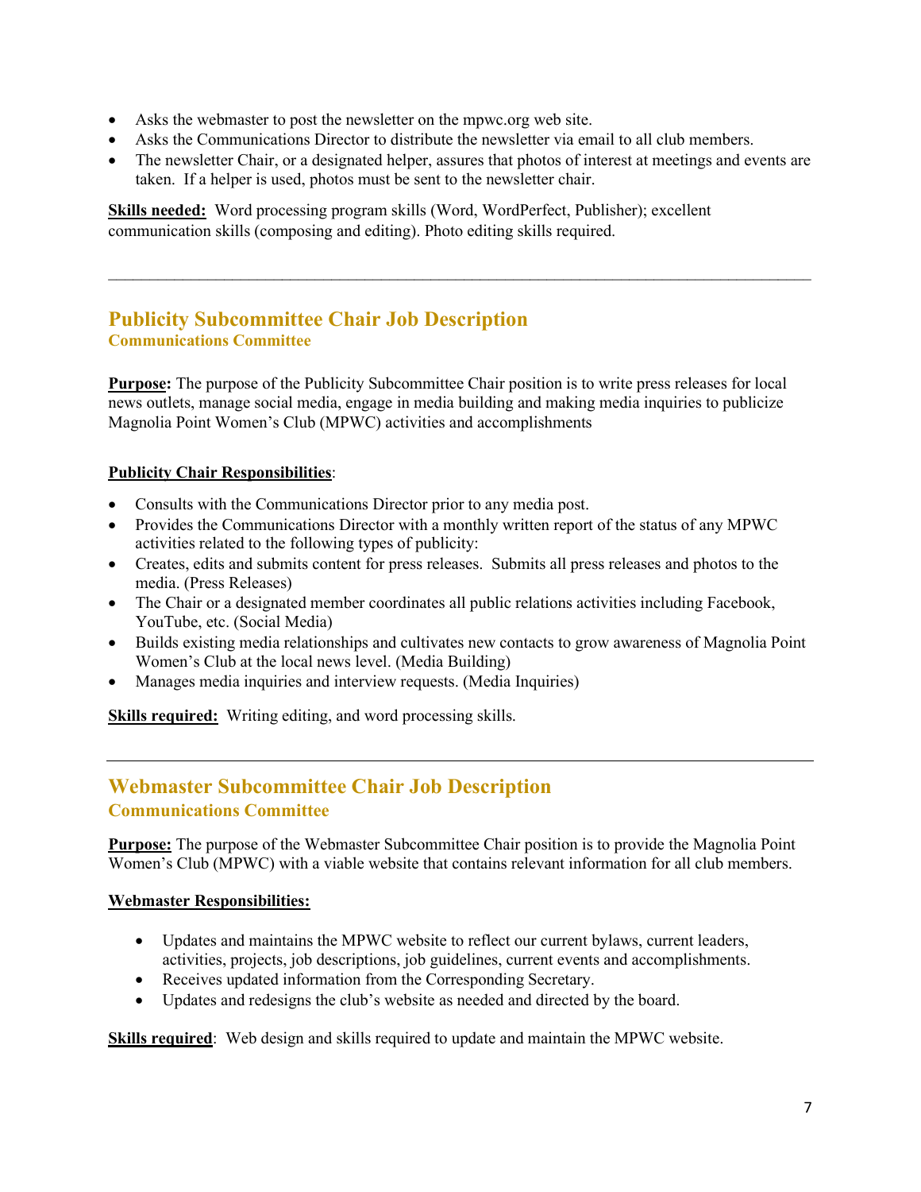- Asks the webmaster to post the newsletter on the mpwc.org web site.
- Asks the Communications Director to distribute the newsletter via email to all club members.
- The newsletter Chair, or a designated helper, assures that photos of interest at meetings and events are taken. If a helper is used, photos must be sent to the newsletter chair.

**Skills needed:** Word processing program skills (Word, WordPerfect, Publisher); excellent communication skills (composing and editing). Photo editing skills required.

---

## Publicity Subcommittee Chair Job Description

### Communications Committee

**Purpose:** The purpose of the Publicity Subcommittee Chair position is to write press releases for local news outlets, manage social media, engage in media building and making media inquiries to publicize Magnolia Point Women's Club (MPWC) activities and accomplishments

**Publicity Chair Responsibilities**:

- Consults with the Communications Director prior to any media post.
- Provides the Communications Director with a monthly written report of the status of any MPWC activities related to the following types of publicity:
- Creates, edits and submits content for press releases. Submits all press releases and photos to the media. (Press Releases)
- The Chair or a designated member coordinates all public relations activities including Facebook, YouTube, etc. (Social Media)
- Builds existing media relationships and cultivates new contacts to grow awareness of Magnolia Point Women's Club at the local news level. (Media Building)
- Manages media inquiries and interview requests. (Media Inquiries)

**Skills required:** Writing editing, and word processing skills.

---

## Webmaster Subcommittee Chair Job Description

### Communications Committee

**Purpose:** The purpose of the Webmaster Subcommittee Chair position is to provide the Magnolia Point Women's Club (MPWC) with a viable website that contains relevant information for all club members.

**Webmaster Responsibilities:**

- Updates and maintains the MPWC website to reflect our current bylaws, current leaders, activities, projects, job descriptions, job guidelines, current events and accomplishments.
- Receives updated information from the Corresponding Secretary.
- Updates and redesigns the club's website as needed and directed by the board.

**Skills required**: Web design and skills required to update and maintain the MPWC website.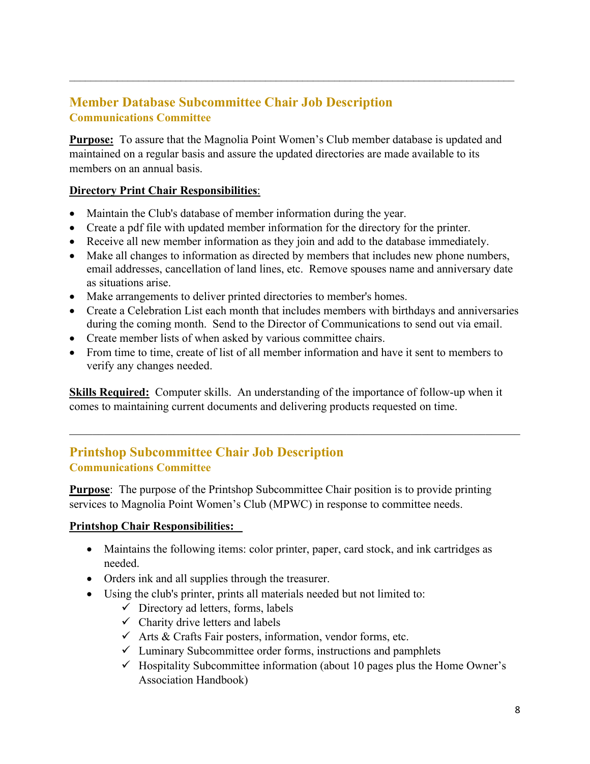---

## Member Database Subcommittee Chair Job Description

### Communications Committee

**Purpose:** To assure that the Magnolia Point Women's Club member database is updated and maintained on a regular basis and assure the updated directories are made available to its members on an annual basis.

**Directory Print Chair Responsibilities**:

- Maintain the Club's database of member information during the year.
- Create a pdf file with updated member information for the directory for the printer.
- Receive all new member information as they join and add to the database immediately.
- Make all changes to information as directed by members that includes new phone numbers, email addresses, cancellation of land lines, etc. Remove spouses name and anniversary date as situations arise.
- Make arrangements to deliver printed directories to member's homes.
- Create a Celebration List each month that includes members with birthdays and anniversaries during the coming month. Send to the Director of Communications to send out via email.
- Create member lists of when asked by various committee chairs.
- From time to time, create of list of all member information and have it sent to members to verify any changes needed.

**Skills Required:** Computer skills. An understanding of the importance of follow-up when it comes to maintaining current documents and delivering products requested on time.

---

## Printshop Subcommittee Chair Job Description

### Communications Committee

**Purpose**: The purpose of the Printshop Subcommittee Chair position is to provide printing services to Magnolia Point Women's Club (MPWC) in response to committee needs.

**Printshop Chair Responsibilities:**

- Maintains the following items: color printer, paper, card stock, and ink cartridges as needed.
- Orders ink and all supplies through the treasurer.
- Using the club's printer, prints all materials needed but not limited to:
  - ✓ Directory ad letters, forms, labels
  - ✓ Charity drive letters and labels
  - ✓ Arts & Crafts Fair posters, information, vendor forms, etc.
  - ✓ Luminary Subcommittee order forms, instructions and pamphlets
  - ✓ Hospitality Subcommittee information (about 10 pages plus the Home Owner's Association Handbook)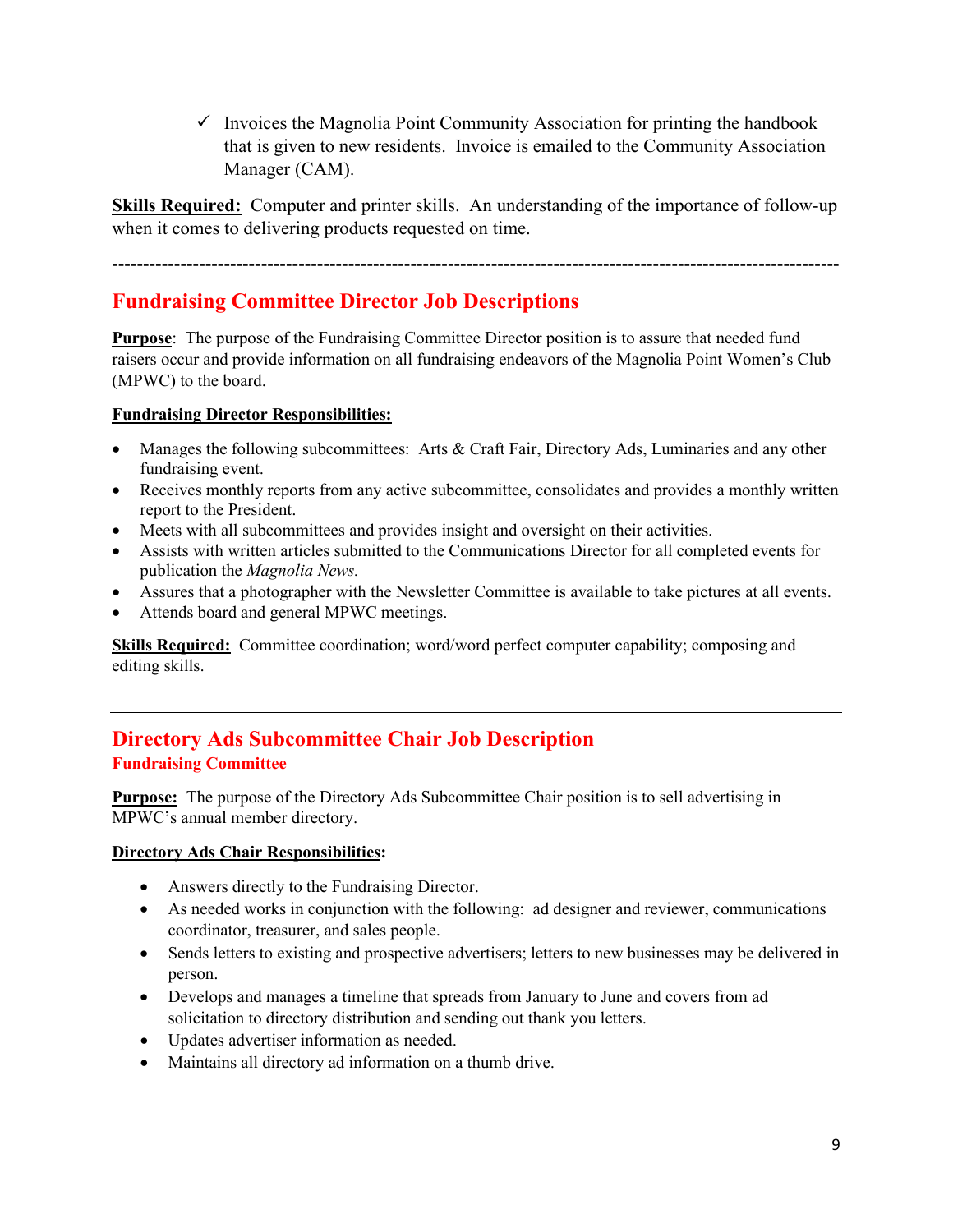- ✓ Invoices the Magnolia Point Community Association for printing the handbook that is given to new residents. Invoice is emailed to the Community Association Manager (CAM).

**Skills Required:** Computer and printer skills. An understanding of the importance of follow-up when it comes to delivering products requested on time.

---

## Fundraising Committee Director Job Descriptions

**Purpose**: The purpose of the Fundraising Committee Director position is to assure that needed fund raisers occur and provide information on all fundraising endeavors of the Magnolia Point Women's Club (MPWC) to the board.

**Fundraising Director Responsibilities:**

- Manages the following subcommittees: Arts & Craft Fair, Directory Ads, Luminaries and any other fundraising event.
- Receives monthly reports from any active subcommittee, consolidates and provides a monthly written report to the President.
- Meets with all subcommittees and provides insight and oversight on their activities.
- Assists with written articles submitted to the Communications Director for all completed events for publication the *Magnolia News.*
- Assures that a photographer with the Newsletter Committee is available to take pictures at all events.
- Attends board and general MPWC meetings.

**Skills Required:** Committee coordination; word/word perfect computer capability; composing and editing skills.

---

## Directory Ads Subcommittee Chair Job Description

### Fundraising Committee

**Purpose:** The purpose of the Directory Ads Subcommittee Chair position is to sell advertising in MPWC's annual member directory.

**Directory Ads Chair Responsibilities:**

- Answers directly to the Fundraising Director.
- As needed works in conjunction with the following: ad designer and reviewer, communications coordinator, treasurer, and sales people.
- Sends letters to existing and prospective advertisers; letters to new businesses may be delivered in person.
- Develops and manages a timeline that spreads from January to June and covers from ad solicitation to directory distribution and sending out thank you letters.
- Updates advertiser information as needed.
- Maintains all directory ad information on a thumb drive.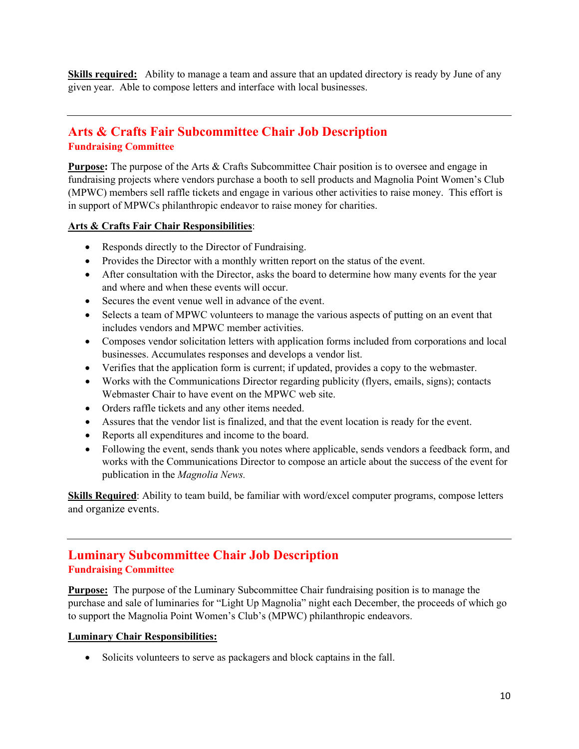**Skills required:** Ability to manage a team and assure that an updated directory is ready by June of any given year. Able to compose letters and interface with local businesses.

---

## Arts & Crafts Fair Subcommittee Chair Job Description

### Fundraising Committee

**Purpose:** The purpose of the Arts & Crafts Subcommittee Chair position is to oversee and engage in fundraising projects where vendors purchase a booth to sell products and Magnolia Point Women's Club (MPWC) members sell raffle tickets and engage in various other activities to raise money. This effort is in support of MPWCs philanthropic endeavor to raise money for charities.

**Arts & Crafts Fair Chair Responsibilities**:

- Responds directly to the Director of Fundraising.
- Provides the Director with a monthly written report on the status of the event.
- After consultation with the Director, asks the board to determine how many events for the year and where and when these events will occur.
- Secures the event venue well in advance of the event.
- Selects a team of MPWC volunteers to manage the various aspects of putting on an event that includes vendors and MPWC member activities.
- Composes vendor solicitation letters with application forms included from corporations and local businesses. Accumulates responses and develops a vendor list.
- Verifies that the application form is current; if updated, provides a copy to the webmaster.
- Works with the Communications Director regarding publicity (flyers, emails, signs); contacts Webmaster Chair to have event on the MPWC web site.
- Orders raffle tickets and any other items needed.
- Assures that the vendor list is finalized, and that the event location is ready for the event.
- Reports all expenditures and income to the board.
- Following the event, sends thank you notes where applicable, sends vendors a feedback form, and works with the Communications Director to compose an article about the success of the event for publication in the *Magnolia News.*

**Skills Required**: Ability to team build, be familiar with word/excel computer programs, compose letters and organize events.

---

## Luminary Subcommittee Chair Job Description

### Fundraising Committee

**Purpose:** The purpose of the Luminary Subcommittee Chair fundraising position is to manage the purchase and sale of luminaries for "Light Up Magnolia" night each December, the proceeds of which go to support the Magnolia Point Women's Club's (MPWC) philanthropic endeavors.

**Luminary Chair Responsibilities:**

- Solicits volunteers to serve as packagers and block captains in the fall.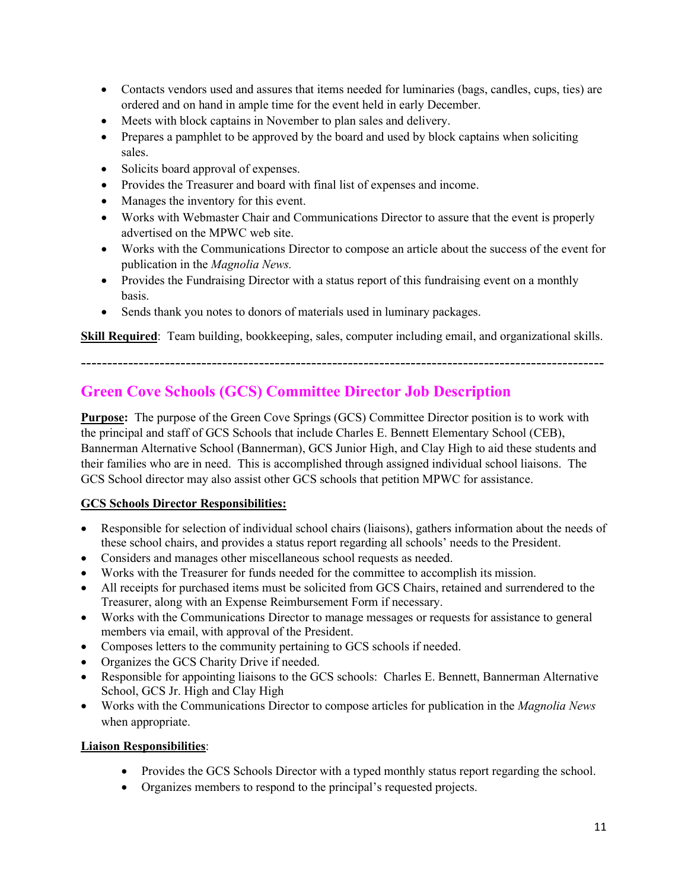- Contacts vendors used and assures that items needed for luminaries (bags, candles, cups, ties) are ordered and on hand in ample time for the event held in early December.
- Meets with block captains in November to plan sales and delivery.
- Prepares a pamphlet to be approved by the board and used by block captains when soliciting sales.
- Solicits board approval of expenses.
- Provides the Treasurer and board with final list of expenses and income.
- Manages the inventory for this event.
- Works with Webmaster Chair and Communications Director to assure that the event is properly advertised on the MPWC web site.
- Works with the Communications Director to compose an article about the success of the event for publication in the *Magnolia News.*
- Provides the Fundraising Director with a status report of this fundraising event on a monthly basis.
- Sends thank you notes to donors of materials used in luminary packages.

**Skill Required**: Team building, bookkeeping, sales, computer including email, and organizational skills.

---

## Green Cove Schools (GCS) Committee Director Job Description

**Purpose:** The purpose of the Green Cove Springs (GCS) Committee Director position is to work with the principal and staff of GCS Schools that include Charles E. Bennett Elementary School (CEB), Bannerman Alternative School (Bannerman), GCS Junior High, and Clay High to aid these students and their families who are in need. This is accomplished through assigned individual school liaisons. The GCS School director may also assist other GCS schools that petition MPWC for assistance.

**GCS Schools Director Responsibilities:**

- Responsible for selection of individual school chairs (liaisons), gathers information about the needs of these school chairs, and provides a status report regarding all schools' needs to the President.
- Considers and manages other miscellaneous school requests as needed.
- Works with the Treasurer for funds needed for the committee to accomplish its mission.
- All receipts for purchased items must be solicited from GCS Chairs, retained and surrendered to the Treasurer, along with an Expense Reimbursement Form if necessary.
- Works with the Communications Director to manage messages or requests for assistance to general members via email, with approval of the President.
- Composes letters to the community pertaining to GCS schools if needed.
- Organizes the GCS Charity Drive if needed.
- Responsible for appointing liaisons to the GCS schools: Charles E. Bennett, Bannerman Alternative School, GCS Jr. High and Clay High
- Works with the Communications Director to compose articles for publication in the *Magnolia News* when appropriate.

**Liaison Responsibilities**:

- Provides the GCS Schools Director with a typed monthly status report regarding the school.
- Organizes members to respond to the principal's requested projects.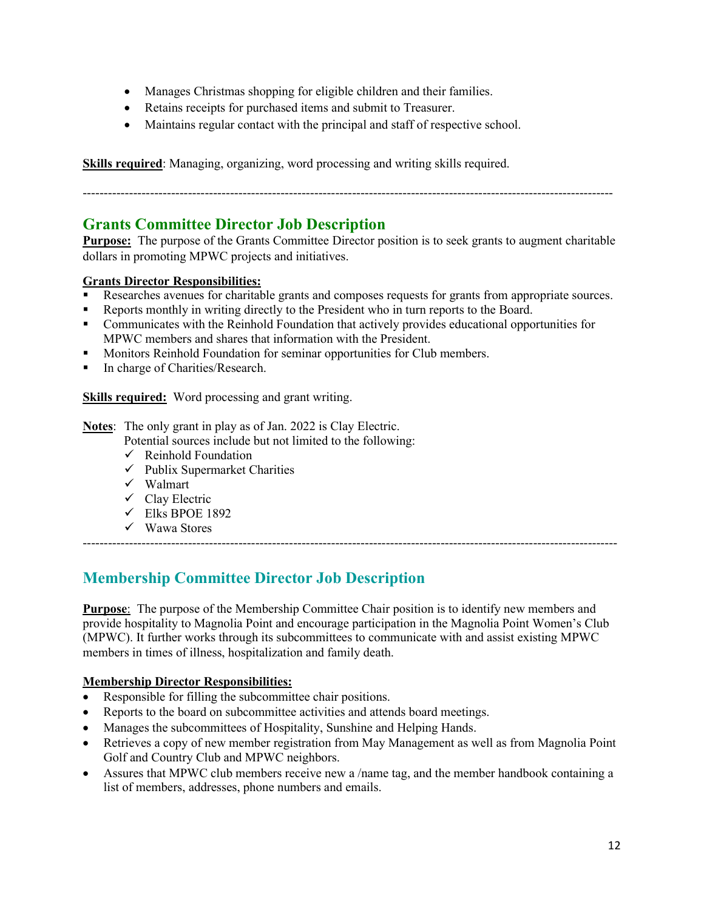- Manages Christmas shopping for eligible children and their families.
- Retains receipts for purchased items and submit to Treasurer.
- Maintains regular contact with the principal and staff of respective school.

**Skills required**: Managing, organizing, word processing and writing skills required.

---

## Grants Committee Director Job Description

**Purpose:** The purpose of the Grants Committee Director position is to seek grants to augment charitable dollars in promoting MPWC projects and initiatives.

**Grants Director Responsibilities:**

- Researches avenues for charitable grants and composes requests for grants from appropriate sources.
- Reports monthly in writing directly to the President who in turn reports to the Board.
- Communicates with the Reinhold Foundation that actively provides educational opportunities for MPWC members and shares that information with the President.
- Monitors Reinhold Foundation for seminar opportunities for Club members.
- In charge of Charities/Research.

**Skills required:** Word processing and grant writing.

**Notes**: The only grant in play as of Jan. 2022 is Clay Electric.
Potential sources include but not limited to the following:

- ✓ Reinhold Foundation
- ✓ Publix Supermarket Charities
- ✓ Walmart
- ✓ Clay Electric
- ✓ Elks BPOE 1892
- ✓ Wawa Stores

---

## Membership Committee Director Job Description

**Purpose**: The purpose of the Membership Committee Chair position is to identify new members and provide hospitality to Magnolia Point and encourage participation in the Magnolia Point Women's Club (MPWC). It further works through its subcommittees to communicate with and assist existing MPWC members in times of illness, hospitalization and family death.

**Membership Director Responsibilities:**

- Responsible for filling the subcommittee chair positions.
- Reports to the board on subcommittee activities and attends board meetings.
- Manages the subcommittees of Hospitality, Sunshine and Helping Hands.
- Retrieves a copy of new member registration from May Management as well as from Magnolia Point Golf and Country Club and MPWC neighbors.
- Assures that MPWC club members receive new a /name tag, and the member handbook containing a list of members, addresses, phone numbers and emails.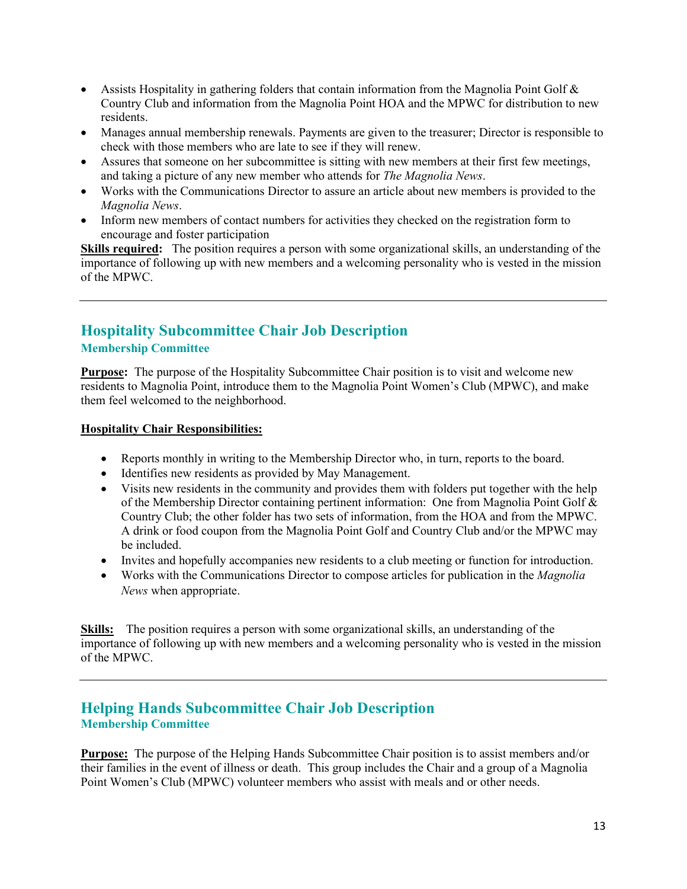- Assists Hospitality in gathering folders that contain information from the Magnolia Point Golf & Country Club and information from the Magnolia Point HOA and the MPWC for distribution to new residents.
- Manages annual membership renewals. Payments are given to the treasurer; Director is responsible to check with those members who are late to see if they will renew.
- Assures that someone on her subcommittee is sitting with new members at their first few meetings, and taking a picture of any new member who attends for *The Magnolia News*.
- Works with the Communications Director to assure an article about new members is provided to the *Magnolia News*.
- Inform new members of contact numbers for activities they checked on the registration form to encourage and foster participation

**Skills required:** The position requires a person with some organizational skills, an understanding of the importance of following up with new members and a welcoming personality who is vested in the mission of the MPWC.

---

## Hospitality Subcommittee Chair Job Description

### Membership Committee

**Purpose:** The purpose of the Hospitality Subcommittee Chair position is to visit and welcome new residents to Magnolia Point, introduce them to the Magnolia Point Women's Club (MPWC), and make them feel welcomed to the neighborhood.

**Hospitality Chair Responsibilities:**

- Reports monthly in writing to the Membership Director who, in turn, reports to the board.
- Identifies new residents as provided by May Management.
- Visits new residents in the community and provides them with folders put together with the help of the Membership Director containing pertinent information: One from Magnolia Point Golf & Country Club; the other folder has two sets of information, from the HOA and from the MPWC. A drink or food coupon from the Magnolia Point Golf and Country Club and/or the MPWC may be included.
- Invites and hopefully accompanies new residents to a club meeting or function for introduction.
- Works with the Communications Director to compose articles for publication in the *Magnolia News* when appropriate.

**Skills:** The position requires a person with some organizational skills, an understanding of the importance of following up with new members and a welcoming personality who is vested in the mission of the MPWC.

---

## Helping Hands Subcommittee Chair Job Description

### Membership Committee

**Purpose:** The purpose of the Helping Hands Subcommittee Chair position is to assist members and/or their families in the event of illness or death. This group includes the Chair and a group of a Magnolia Point Women's Club (MPWC) volunteer members who assist with meals and or other needs.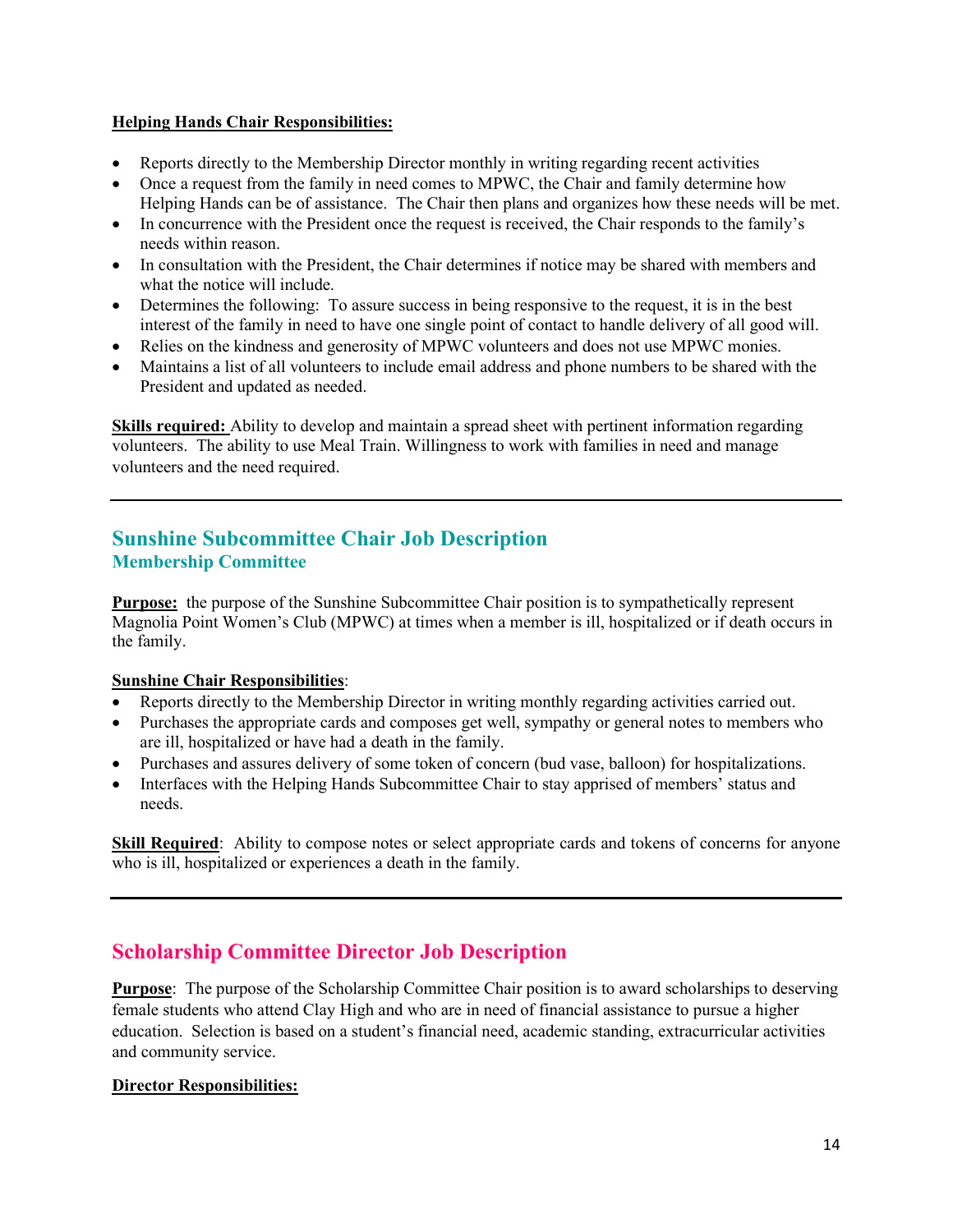**Helping Hands Chair Responsibilities:**

- Reports directly to the Membership Director monthly in writing regarding recent activities
- Once a request from the family in need comes to MPWC, the Chair and family determine how Helping Hands can be of assistance. The Chair then plans and organizes how these needs will be met.
- In concurrence with the President once the request is received, the Chair responds to the family's needs within reason.
- In consultation with the President, the Chair determines if notice may be shared with members and what the notice will include.
- Determines the following: To assure success in being responsive to the request, it is in the best interest of the family in need to have one single point of contact to handle delivery of all good will.
- Relies on the kindness and generosity of MPWC volunteers and does not use MPWC monies.
- Maintains a list of all volunteers to include email address and phone numbers to be shared with the President and updated as needed.

**Skills required:** Ability to develop and maintain a spread sheet with pertinent information regarding volunteers. The ability to use Meal Train. Willingness to work with families in need and manage volunteers and the need required.

---

## Sunshine Subcommittee Chair Job Description

### Membership Committee

**Purpose:** the purpose of the Sunshine Subcommittee Chair position is to sympathetically represent Magnolia Point Women's Club (MPWC) at times when a member is ill, hospitalized or if death occurs in the family.

**Sunshine Chair Responsibilities**:

- Reports directly to the Membership Director in writing monthly regarding activities carried out.
- Purchases the appropriate cards and composes get well, sympathy or general notes to members who are ill, hospitalized or have had a death in the family.
- Purchases and assures delivery of some token of concern (bud vase, balloon) for hospitalizations.
- Interfaces with the Helping Hands Subcommittee Chair to stay apprised of members' status and needs.

**Skill Required**: Ability to compose notes or select appropriate cards and tokens of concerns for anyone who is ill, hospitalized or experiences a death in the family.

---

## Scholarship Committee Director Job Description

**Purpose**: The purpose of the Scholarship Committee Chair position is to award scholarships to deserving female students who attend Clay High and who are in need of financial assistance to pursue a higher education. Selection is based on a student's financial need, academic standing, extracurricular activities and community service.

**Director Responsibilities:**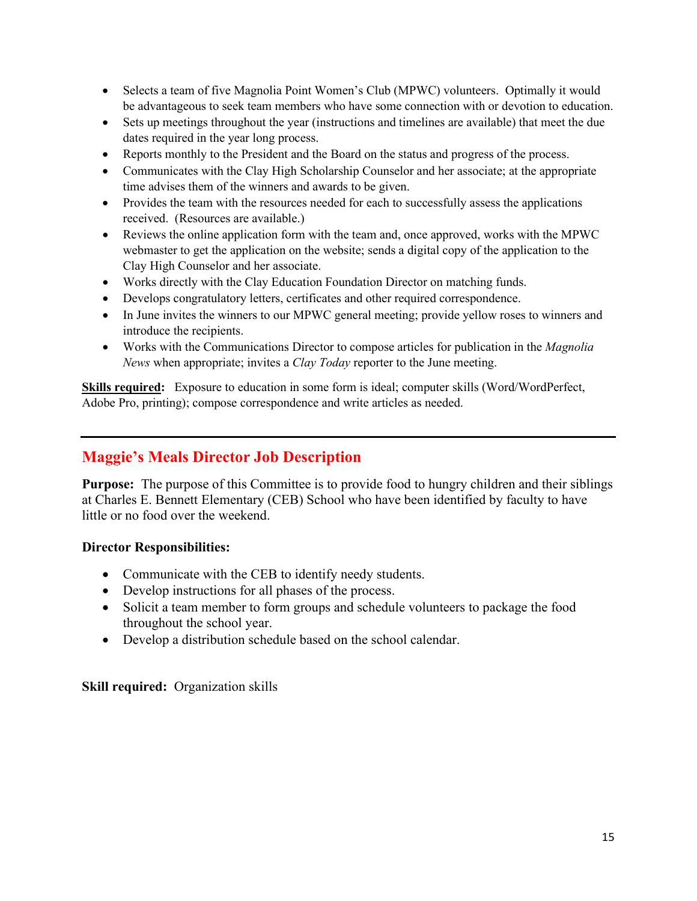- Selects a team of five Magnolia Point Women's Club (MPWC) volunteers. Optimally it would be advantageous to seek team members who have some connection with or devotion to education.
- Sets up meetings throughout the year (instructions and timelines are available) that meet the due dates required in the year long process.
- Reports monthly to the President and the Board on the status and progress of the process.
- Communicates with the Clay High Scholarship Counselor and her associate; at the appropriate time advises them of the winners and awards to be given.
- Provides the team with the resources needed for each to successfully assess the applications received. (Resources are available.)
- Reviews the online application form with the team and, once approved, works with the MPWC webmaster to get the application on the website; sends a digital copy of the application to the Clay High Counselor and her associate.
- Works directly with the Clay Education Foundation Director on matching funds.
- Develops congratulatory letters, certificates and other required correspondence.
- In June invites the winners to our MPWC general meeting; provide yellow roses to winners and introduce the recipients.
- Works with the Communications Director to compose articles for publication in the *Magnolia News* when appropriate; invites a *Clay Today* reporter to the June meeting.

**Skills required:** Exposure to education in some form is ideal; computer skills (Word/WordPerfect, Adobe Pro, printing); compose correspondence and write articles as needed.

---

## Maggie's Meals Director Job Description

**Purpose:** The purpose of this Committee is to provide food to hungry children and their siblings at Charles E. Bennett Elementary (CEB) School who have been identified by faculty to have little or no food over the weekend.

**Director Responsibilities:**

- Communicate with the CEB to identify needy students.
- Develop instructions for all phases of the process.
- Solicit a team member to form groups and schedule volunteers to package the food throughout the school year.
- Develop a distribution schedule based on the school calendar.

**Skill required:** Organization skills